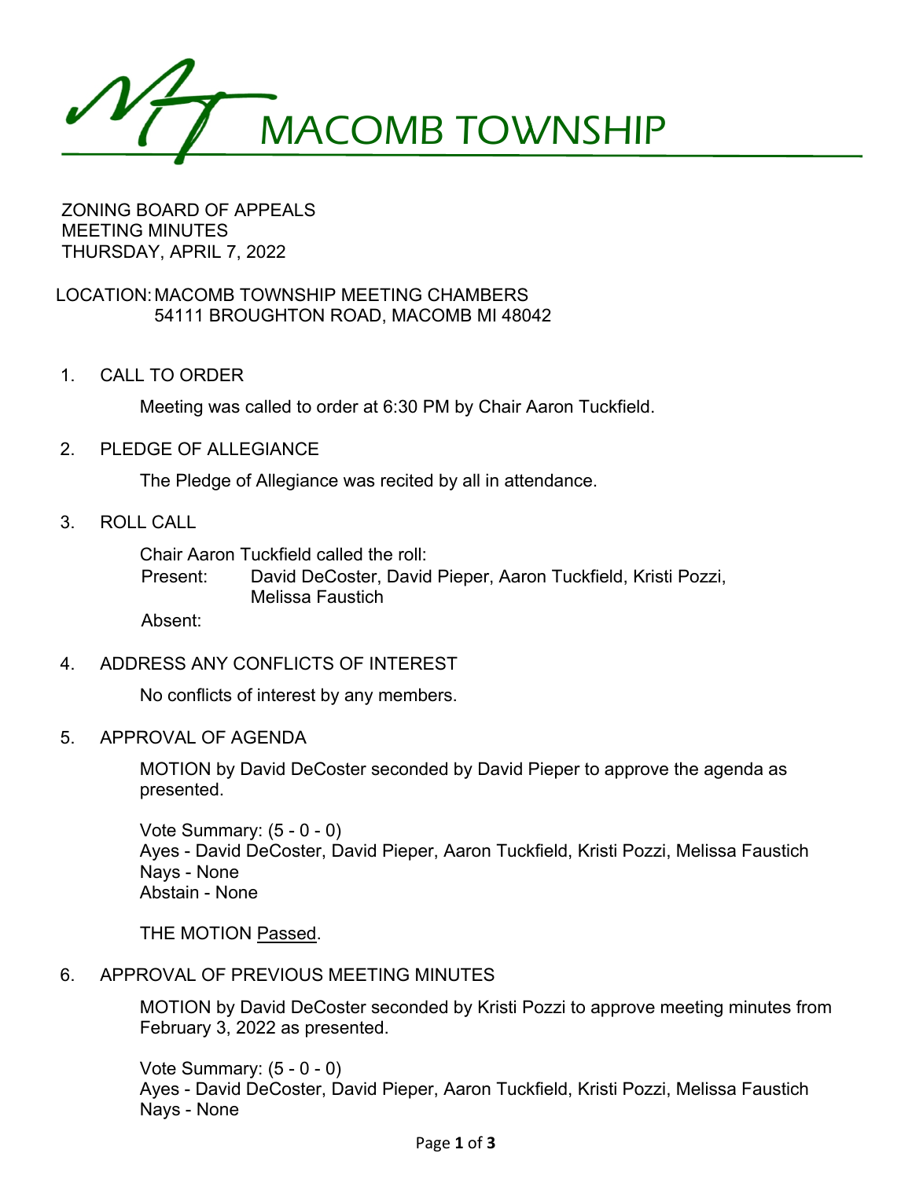# MACOMB TOWNSHIP

ZONING BOARD OF APPEALS
MEETING MINUTES
THURSDAY, APRIL 7, 2022

LOCATION: MACOMB TOWNSHIP MEETING CHAMBERS
54111 BROUGHTON ROAD, MACOMB MI 48042

1. CALL TO ORDER

   Meeting was called to order at 6:30 PM by Chair Aaron Tuckfield.

2. PLEDGE OF ALLEGIANCE

   The Pledge of Allegiance was recited by all in attendance.

3. ROLL CALL

   Chair Aaron Tuckfield called the roll:
   Present: David DeCoster, David Pieper, Aaron Tuckfield, Kristi Pozzi, Melissa Faustich
   Absent:

4. ADDRESS ANY CONFLICTS OF INTEREST

   No conflicts of interest by any members.

5. APPROVAL OF AGENDA

   MOTION by David DeCoster seconded by David Pieper to approve the agenda as presented.

   Vote Summary: (5 - 0 - 0)
   Ayes - David DeCoster, David Pieper, Aaron Tuckfield, Kristi Pozzi, Melissa Faustich
   Nays - None
   Abstain - None

   THE MOTION Passed.

6. APPROVAL OF PREVIOUS MEETING MINUTES

   MOTION by David DeCoster seconded by Kristi Pozzi to approve meeting minutes from February 3, 2022 as presented.

   Vote Summary: (5 - 0 - 0)
   Ayes - David DeCoster, David Pieper, Aaron Tuckfield, Kristi Pozzi, Melissa Faustich
   Nays - None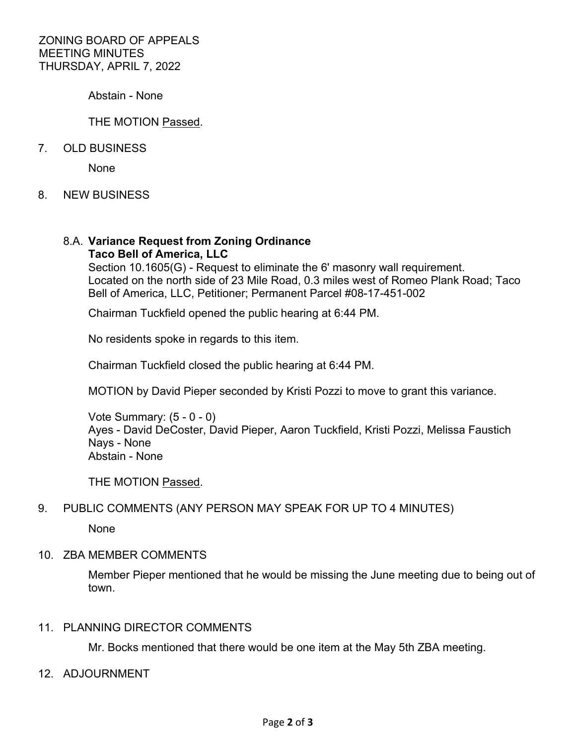Abstain - None

THE MOTION Passed.

7. OLD BUSINESS

   None

8. NEW BUSINESS

   8.A. **Variance Request from Zoning Ordinance**
   **Taco Bell of America, LLC**
   Section 10.1605(G) - Request to eliminate the 6' masonry wall requirement. Located on the north side of 23 Mile Road, 0.3 miles west of Romeo Plank Road; Taco Bell of America, LLC, Petitioner; Permanent Parcel #08-17-451-002

   Chairman Tuckfield opened the public hearing at 6:44 PM.

   No residents spoke in regards to this item.

   Chairman Tuckfield closed the public hearing at 6:44 PM.

   MOTION by David Pieper seconded by Kristi Pozzi to move to grant this variance.

   Vote Summary: (5 - 0 - 0)
   Ayes - David DeCoster, David Pieper, Aaron Tuckfield, Kristi Pozzi, Melissa Faustich
   Nays - None
   Abstain - None

   THE MOTION Passed.

9. PUBLIC COMMENTS (ANY PERSON MAY SPEAK FOR UP TO 4 MINUTES)

   None

10. ZBA MEMBER COMMENTS

    Member Pieper mentioned that he would be missing the June meeting due to being out of town.

11. PLANNING DIRECTOR COMMENTS

    Mr. Bocks mentioned that there would be one item at the May 5th ZBA meeting.

12. ADJOURNMENT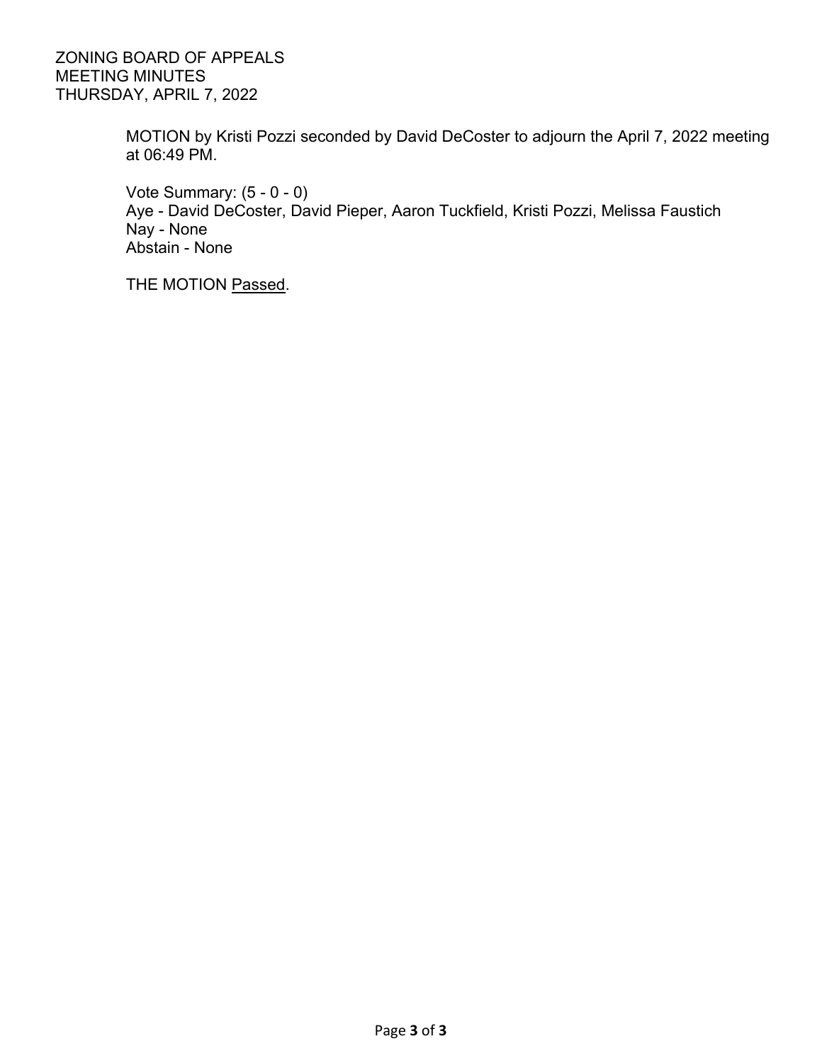MOTION by Kristi Pozzi seconded by David DeCoster to adjourn the April 7, 2022 meeting at 06:49 PM.

Vote Summary: (5 - 0 - 0)
Aye - David DeCoster, David Pieper, Aaron Tuckfield, Kristi Pozzi, Melissa Faustich
Nay - None
Abstain - None

THE MOTION Passed.